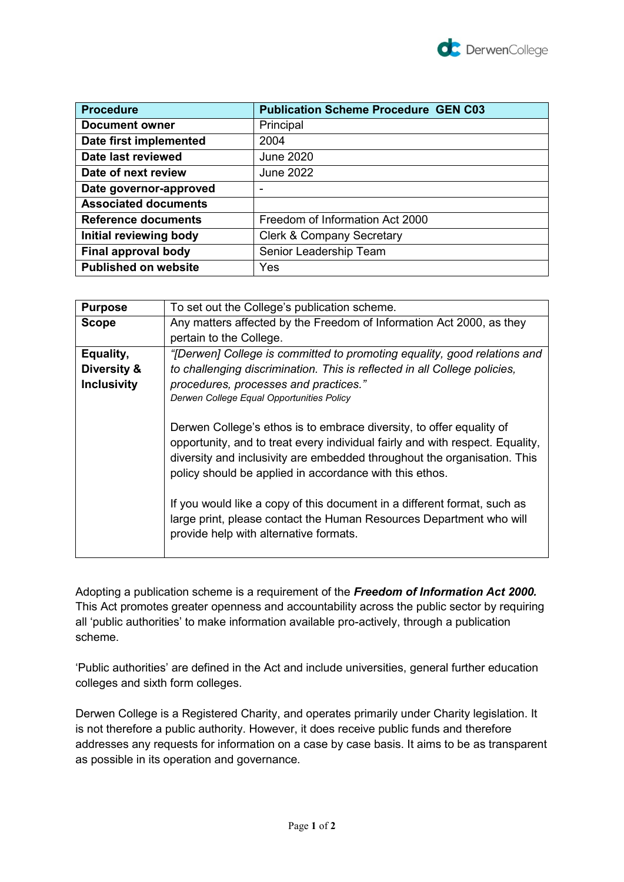| Procedure | Publication Scheme Procedure GEN C03 |
| --- | --- |
| **Document owner** | Principal |
| **Date first implemented** | 2004 |
| **Date last reviewed** | June 2020 |
| **Date of next review** | June 2022 |
| **Date governor-approved** | - |
| **Associated documents** | |
| **Reference documents** | Freedom of Information Act 2000 |
| **Initial reviewing body** | Clerk & Company Secretary |
| **Final approval body** | Senior Leadership Team |
| **Published on website** | Yes |

| Purpose | To set out the College's publication scheme. |
| --- | --- |
| **Scope** | Any matters affected by the Freedom of Information Act 2000, as they pertain to the College. |
| **Equality, Diversity & Inclusivity** | *"[Derwen] College is committed to promoting equality, good relations and to challenging discrimination. This is reflected in all College policies, procedures, processes and practices."* *Derwen College Equal Opportunities Policy*<br><br>Derwen College's ethos is to embrace diversity, to offer equality of opportunity, and to treat every individual fairly and with respect. Equality, diversity and inclusivity are embedded throughout the organisation. This policy should be applied in accordance with this ethos.<br><br>If you would like a copy of this document in a different format, such as large print, please contact the Human Resources Department who will provide help with alternative formats. |

Adopting a publication scheme is a requirement of the ***Freedom of Information Act 2000.*** This Act promotes greater openness and accountability across the public sector by requiring all 'public authorities' to make information available pro-actively, through a publication scheme.

'Public authorities' are defined in the Act and include universities, general further education colleges and sixth form colleges.

Derwen College is a Registered Charity, and operates primarily under Charity legislation. It is not therefore a public authority. However, it does receive public funds and therefore addresses any requests for information on a case by case basis. It aims to be as transparent as possible in its operation and governance.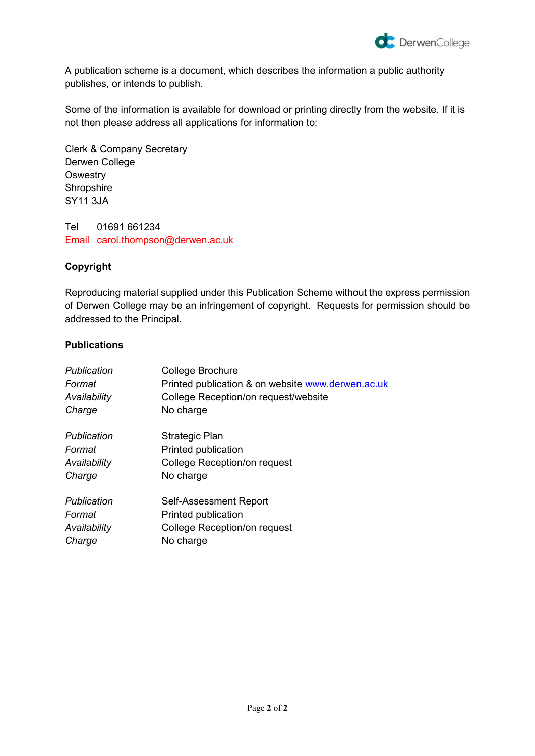A publication scheme is a document, which describes the information a public authority publishes, or intends to publish.

Some of the information is available for download or printing directly from the website. If it is not then please address all applications for information to:

Clerk & Company Secretary
Derwen College
Oswestry
Shropshire
SY11 3JA

Tel 01691 661234
Email carol.thompson@derwen.ac.uk

**Copyright**

Reproducing material supplied under this Publication Scheme without the express permission of Derwen College may be an infringement of copyright. Requests for permission should be addressed to the Principal.

**Publications**

| | |
|---|---|
| *Publication* | College Brochure |
| *Format* | Printed publication & on website www.derwen.ac.uk |
| *Availability* | College Reception/on request/website |
| *Charge* | No charge |

| | |
|---|---|
| *Publication* | Strategic Plan |
| *Format* | Printed publication |
| *Availability* | College Reception/on request |
| *Charge* | No charge |

| | |
|---|---|
| *Publication* | Self-Assessment Report |
| *Format* | Printed publication |
| *Availability* | College Reception/on request |
| *Charge* | No charge |